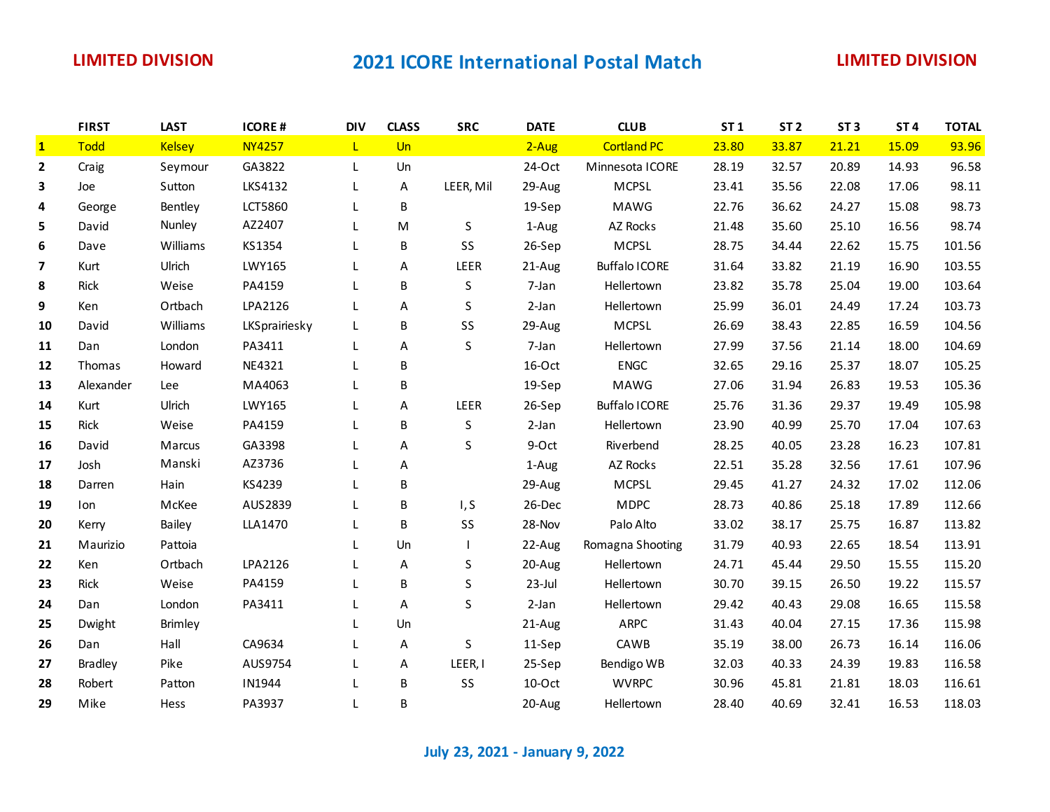**LIMITED DIVISION** 

# 2021 ICORE International Postal Match

**LIMITED DIVISION**

| | FIRST | LAST | ICORE # | DIV | CLASS | SRC | DATE | CLUB | ST 1 | ST 2 | ST 3 | ST 4 | TOTAL |
|---|---|---|---|---|---|---|---|---|---|---|---|---|---|
| 1 | Todd | Kelsey | NY4257 | L | Un | | 2-Aug | Cortland PC | 23.80 | 33.87 | 21.21 | 15.09 | 93.96 |
| 2 | Craig | Seymour | GA3822 | L | Un | | 24-Oct | Minnesota ICORE | 28.19 | 32.57 | 20.89 | 14.93 | 96.58 |
| 3 | Joe | Sutton | LKS4132 | L | A | LEER, Mil | 29-Aug | MCPSL | 23.41 | 35.56 | 22.08 | 17.06 | 98.11 |
| 4 | George | Bentley | LCT5860 | L | B | | 19-Sep | MAWG | 22.76 | 36.62 | 24.27 | 15.08 | 98.73 |
| 5 | David | Nunley | AZ2407 | L | M | S | 1-Aug | AZ Rocks | 21.48 | 35.60 | 25.10 | 16.56 | 98.74 |
| 6 | Dave | Williams | KS1354 | L | B | SS | 26-Sep | MCPSL | 28.75 | 34.44 | 22.62 | 15.75 | 101.56 |
| 7 | Kurt | Ulrich | LWY165 | L | A | LEER | 21-Aug | Buffalo ICORE | 31.64 | 33.82 | 21.19 | 16.90 | 103.55 |
| 8 | Rick | Weise | PA4159 | L | B | S | 7-Jan | Hellertown | 23.82 | 35.78 | 25.04 | 19.00 | 103.64 |
| 9 | Ken | Ortbach | LPA2126 | L | A | S | 2-Jan | Hellertown | 25.99 | 36.01 | 24.49 | 17.24 | 103.73 |
| 10 | David | Williams | LKSprairiesky | L | B | SS | 29-Aug | MCPSL | 26.69 | 38.43 | 22.85 | 16.59 | 104.56 |
| 11 | Dan | London | PA3411 | L | A | S | 7-Jan | Hellertown | 27.99 | 37.56 | 21.14 | 18.00 | 104.69 |
| 12 | Thomas | Howard | NE4321 | L | B | | 16-Oct | ENGC | 32.65 | 29.16 | 25.37 | 18.07 | 105.25 |
| 13 | Alexander | Lee | MA4063 | L | B | | 19-Sep | MAWG | 27.06 | 31.94 | 26.83 | 19.53 | 105.36 |
| 14 | Kurt | Ulrich | LWY165 | L | A | LEER | 26-Sep | Buffalo ICORE | 25.76 | 31.36 | 29.37 | 19.49 | 105.98 |
| 15 | Rick | Weise | PA4159 | L | B | S | 2-Jan | Hellertown | 23.90 | 40.99 | 25.70 | 17.04 | 107.63 |
| 16 | David | Marcus | GA3398 | L | A | S | 9-Oct | Riverbend | 28.25 | 40.05 | 23.28 | 16.23 | 107.81 |
| 17 | Josh | Manski | AZ3736 | L | A | | 1-Aug | AZ Rocks | 22.51 | 35.28 | 32.56 | 17.61 | 107.96 |
| 18 | Darren | Hain | KS4239 | L | B | | 29-Aug | MCPSL | 29.45 | 41.27 | 24.32 | 17.02 | 112.06 |
| 19 | Ion | McKee | AUS2839 | L | B | I, S | 26-Dec | MDPC | 28.73 | 40.86 | 25.18 | 17.89 | 112.66 |
| 20 | Kerry | Bailey | LLA1470 | L | B | SS | 28-Nov | Palo Alto | 33.02 | 38.17 | 25.75 | 16.87 | 113.82 |
| 21 | Maurizio | Pattoia | | L | Un | I | 22-Aug | Romagna Shooting | 31.79 | 40.93 | 22.65 | 18.54 | 113.91 |
| 22 | Ken | Ortbach | LPA2126 | L | A | S | 20-Aug | Hellertown | 24.71 | 45.44 | 29.50 | 15.55 | 115.20 |
| 23 | Rick | Weise | PA4159 | L | B | S | 23-Jul | Hellertown | 30.70 | 39.15 | 26.50 | 19.22 | 115.57 |
| 24 | Dan | London | PA3411 | L | A | S | 2-Jan | Hellertown | 29.42 | 40.43 | 29.08 | 16.65 | 115.58 |
| 25 | Dwight | Brimley | | L | Un | | 21-Aug | ARPC | 31.43 | 40.04 | 27.15 | 17.36 | 115.98 |
| 26 | Dan | Hall | CA9634 | L | A | S | 11-Sep | CAWB | 35.19 | 38.00 | 26.73 | 16.14 | 116.06 |
| 27 | Bradley | Pike | AUS9754 | L | A | LEER, I | 25-Sep | Bendigo WB | 32.03 | 40.33 | 24.39 | 19.83 | 116.58 |
| 28 | Robert | Patton | IN1944 | L | B | SS | 10-Oct | WVRPC | 30.96 | 45.81 | 21.81 | 18.03 | 116.61 |
| 29 | Mike | Hess | PA3937 | L | B | | 20-Aug | Hellertown | 28.40 | 40.69 | 32.41 | 16.53 | 118.03 |

**July 23, 2021 - January 9, 2022**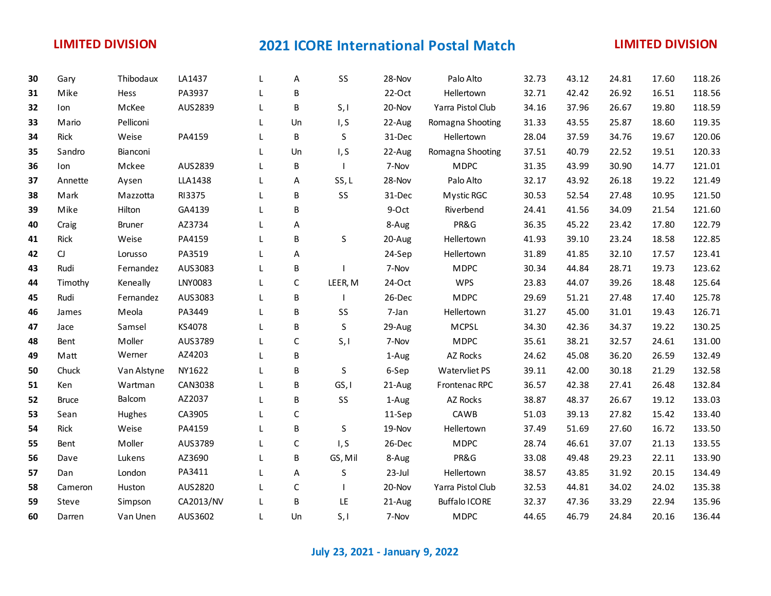**LIMITED DIVISION** 

# 2021 ICORE International Postal Match

**LIMITED DIVISION**

| | | | | | | | | | | | | | |
|---|---|---|---|---|---|---|---|---|---|---|---|---|---|
| **30** | Gary | Thibodaux | LA1437 | L | A | SS | 28-Nov | Palo Alto | 32.73 | 43.12 | 24.81 | 17.60 | 118.26 |
| **31** | Mike | Hess | PA3937 | L | B | | 22-Oct | Hellertown | 32.71 | 42.42 | 26.92 | 16.51 | 118.56 |
| **32** | Ion | McKee | AUS2839 | L | B | S, I | 20-Nov | Yarra Pistol Club | 34.16 | 37.96 | 26.67 | 19.80 | 118.59 |
| **33** | Mario | Pelliconi | | L | Un | I, S | 22-Aug | Romagna Shooting | 31.33 | 43.55 | 25.87 | 18.60 | 119.35 |
| **34** | Rick | Weise | PA4159 | L | B | S | 31-Dec | Hellertown | 28.04 | 37.59 | 34.76 | 19.67 | 120.06 |
| **35** | Sandro | Bianconi | | L | Un | I, S | 22-Aug | Romagna Shooting | 37.51 | 40.79 | 22.52 | 19.51 | 120.33 |
| **36** | Ion | Mckee | AUS2839 | L | B | I | 7-Nov | MDPC | 31.35 | 43.99 | 30.90 | 14.77 | 121.01 |
| **37** | Annette | Aysen | LLA1438 | L | A | SS, L | 28-Nov | Palo Alto | 32.17 | 43.92 | 26.18 | 19.22 | 121.49 |
| **38** | Mark | Mazzotta | RI3375 | L | B | SS | 31-Dec | Mystic RGC | 30.53 | 52.54 | 27.48 | 10.95 | 121.50 |
| **39** | Mike | Hilton | GA4139 | L | B | | 9-Oct | Riverbend | 24.41 | 41.56 | 34.09 | 21.54 | 121.60 |
| **40** | Craig | Bruner | AZ3734 | L | A | | 8-Aug | PR&G | 36.35 | 45.22 | 23.42 | 17.80 | 122.79 |
| **41** | Rick | Weise | PA4159 | L | B | S | 20-Aug | Hellertown | 41.93 | 39.10 | 23.24 | 18.58 | 122.85 |
| **42** | CJ | Lorusso | PA3519 | L | A | | 24-Sep | Hellertown | 31.89 | 41.85 | 32.10 | 17.57 | 123.41 |
| **43** | Rudi | Fernandez | AUS3083 | L | B | I | 7-Nov | MDPC | 30.34 | 44.84 | 28.71 | 19.73 | 123.62 |
| **44** | Timothy | Keneally | LNY0083 | L | C | LEER, M | 24-Oct | WPS | 23.83 | 44.07 | 39.26 | 18.48 | 125.64 |
| **45** | Rudi | Fernandez | AUS3083 | L | B | I | 26-Dec | MDPC | 29.69 | 51.21 | 27.48 | 17.40 | 125.78 |
| **46** | James | Meola | PA3449 | L | B | SS | 7-Jan | Hellertown | 31.27 | 45.00 | 31.01 | 19.43 | 126.71 |
| **47** | Jace | Samsel | KS4078 | L | B | S | 29-Aug | MCPSL | 34.30 | 42.36 | 34.37 | 19.22 | 130.25 |
| **48** | Bent | Moller | AUS3789 | L | C | S, I | 7-Nov | MDPC | 35.61 | 38.21 | 32.57 | 24.61 | 131.00 |
| **49** | Matt | Werner | AZ4203 | L | B | | 1-Aug | AZ Rocks | 24.62 | 45.08 | 36.20 | 26.59 | 132.49 |
| **50** | Chuck | Van Alstyne | NY1622 | L | B | S | 6-Sep | Watervliet PS | 39.11 | 42.00 | 30.18 | 21.29 | 132.58 |
| **51** | Ken | Wartman | CAN3038 | L | B | GS, I | 21-Aug | Frontenac RPC | 36.57 | 42.38 | 27.41 | 26.48 | 132.84 |
| **52** | Bruce | Balcom | AZ2037 | L | B | SS | 1-Aug | AZ Rocks | 38.87 | 48.37 | 26.67 | 19.12 | 133.03 |
| **53** | Sean | Hughes | CA3905 | L | C | | 11-Sep | CAWB | 51.03 | 39.13 | 27.82 | 15.42 | 133.40 |
| **54** | Rick | Weise | PA4159 | L | B | S | 19-Nov | Hellertown | 37.49 | 51.69 | 27.60 | 16.72 | 133.50 |
| **55** | Bent | Moller | AUS3789 | L | C | I, S | 26-Dec | MDPC | 28.74 | 46.61 | 37.07 | 21.13 | 133.55 |
| **56** | Dave | Lukens | AZ3690 | L | B | GS, Mil | 8-Aug | PR&G | 33.08 | 49.48 | 29.23 | 22.11 | 133.90 |
| **57** | Dan | London | PA3411 | L | A | S | 23-Jul | Hellertown | 38.57 | 43.85 | 31.92 | 20.15 | 134.49 |
| **58** | Cameron | Huston | AUS2820 | L | C | I | 20-Nov | Yarra Pistol Club | 32.53 | 44.81 | 34.02 | 24.02 | 135.38 |
| **59** | Steve | Simpson | CA2013/NV | L | B | LE | 21-Aug | Buffalo ICORE | 32.37 | 47.36 | 33.29 | 22.94 | 135.96 |
| **60** | Darren | Van Unen | AUS3602 | L | Un | S, I | 7-Nov | MDPC | 44.65 | 46.79 | 24.84 | 20.16 | 136.44 |

**July 23, 2021 - January 9, 2022**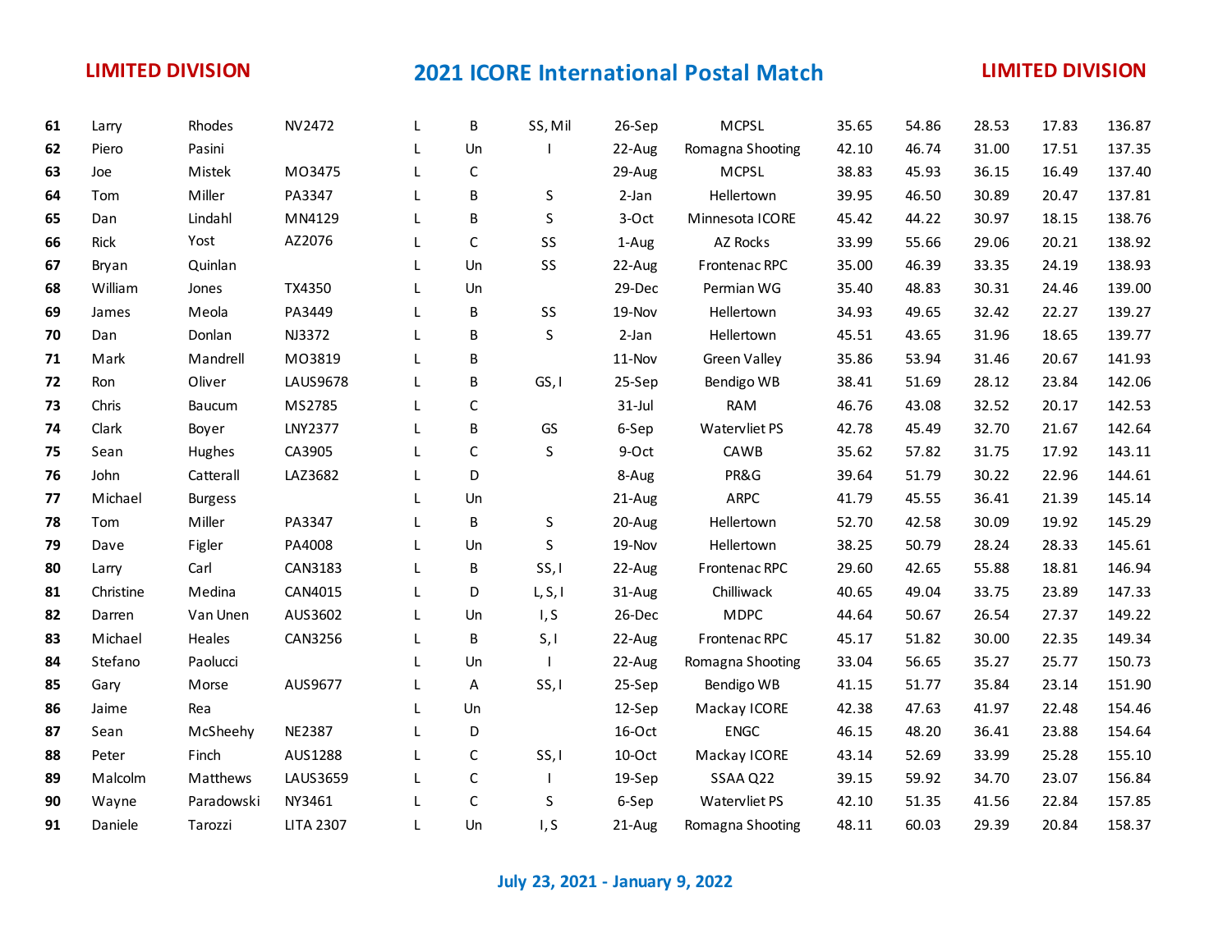LIMITED DIVISION

# 2021 ICORE International Postal Match

LIMITED DIVISION

| | | | | | | | | | | | | | |
|---|---|---|---|---|---|---|---|---|---|---|---|---|---|
| 61 | Larry | Rhodes | NV2472 | L | B | SS, Mil | 26-Sep | MCPSL | 35.65 | 54.86 | 28.53 | 17.83 | 136.87 |
| 62 | Piero | Pasini | | L | Un | I | 22-Aug | Romagna Shooting | 42.10 | 46.74 | 31.00 | 17.51 | 137.35 |
| 63 | Joe | Mistek | MO3475 | L | C | | 29-Aug | MCPSL | 38.83 | 45.93 | 36.15 | 16.49 | 137.40 |
| 64 | Tom | Miller | PA3347 | L | B | S | 2-Jan | Hellertown | 39.95 | 46.50 | 30.89 | 20.47 | 137.81 |
| 65 | Dan | Lindahl | MN4129 | L | B | S | 3-Oct | Minnesota ICORE | 45.42 | 44.22 | 30.97 | 18.15 | 138.76 |
| 66 | Rick | Yost | AZ2076 | L | C | SS | 1-Aug | AZ Rocks | 33.99 | 55.66 | 29.06 | 20.21 | 138.92 |
| 67 | Bryan | Quinlan | | L | Un | SS | 22-Aug | Frontenac RPC | 35.00 | 46.39 | 33.35 | 24.19 | 138.93 |
| 68 | William | Jones | TX4350 | L | Un | | 29-Dec | Permian WG | 35.40 | 48.83 | 30.31 | 24.46 | 139.00 |
| 69 | James | Meola | PA3449 | L | B | SS | 19-Nov | Hellertown | 34.93 | 49.65 | 32.42 | 22.27 | 139.27 |
| 70 | Dan | Donlan | NJ3372 | L | B | S | 2-Jan | Hellertown | 45.51 | 43.65 | 31.96 | 18.65 | 139.77 |
| 71 | Mark | Mandrell | MO3819 | L | B | | 11-Nov | Green Valley | 35.86 | 53.94 | 31.46 | 20.67 | 141.93 |
| 72 | Ron | Oliver | LAUS9678 | L | B | GS, I | 25-Sep | Bendigo WB | 38.41 | 51.69 | 28.12 | 23.84 | 142.06 |
| 73 | Chris | Baucum | MS2785 | L | C | | 31-Jul | RAM | 46.76 | 43.08 | 32.52 | 20.17 | 142.53 |
| 74 | Clark | Boyer | LNY2377 | L | B | GS | 6-Sep | Watervliet PS | 42.78 | 45.49 | 32.70 | 21.67 | 142.64 |
| 75 | Sean | Hughes | CA3905 | L | C | S | 9-Oct | CAWB | 35.62 | 57.82 | 31.75 | 17.92 | 143.11 |
| 76 | John | Catterall | LAZ3682 | L | D | | 8-Aug | PR&G | 39.64 | 51.79 | 30.22 | 22.96 | 144.61 |
| 77 | Michael | Burgess | | L | Un | | 21-Aug | ARPC | 41.79 | 45.55 | 36.41 | 21.39 | 145.14 |
| 78 | Tom | Miller | PA3347 | L | B | S | 20-Aug | Hellertown | 52.70 | 42.58 | 30.09 | 19.92 | 145.29 |
| 79 | Dave | Figler | PA4008 | L | Un | S | 19-Nov | Hellertown | 38.25 | 50.79 | 28.24 | 28.33 | 145.61 |
| 80 | Larry | Carl | CAN3183 | L | B | SS, I | 22-Aug | Frontenac RPC | 29.60 | 42.65 | 55.88 | 18.81 | 146.94 |
| 81 | Christine | Medina | CAN4015 | L | D | L, S, I | 31-Aug | Chilliwack | 40.65 | 49.04 | 33.75 | 23.89 | 147.33 |
| 82 | Darren | Van Unen | AUS3602 | L | Un | I, S | 26-Dec | MDPC | 44.64 | 50.67 | 26.54 | 27.37 | 149.22 |
| 83 | Michael | Heales | CAN3256 | L | B | S, I | 22-Aug | Frontenac RPC | 45.17 | 51.82 | 30.00 | 22.35 | 149.34 |
| 84 | Stefano | Paolucci | | L | Un | I | 22-Aug | Romagna Shooting | 33.04 | 56.65 | 35.27 | 25.77 | 150.73 |
| 85 | Gary | Morse | AUS9677 | L | A | SS, I | 25-Sep | Bendigo WB | 41.15 | 51.77 | 35.84 | 23.14 | 151.90 |
| 86 | Jaime | Rea | | L | Un | | 12-Sep | Mackay ICORE | 42.38 | 47.63 | 41.97 | 22.48 | 154.46 |
| 87 | Sean | McSheehy | NE2387 | L | D | | 16-Oct | ENGC | 46.15 | 48.20 | 36.41 | 23.88 | 154.64 |
| 88 | Peter | Finch | AUS1288 | L | C | SS, I | 10-Oct | Mackay ICORE | 43.14 | 52.69 | 33.99 | 25.28 | 155.10 |
| 89 | Malcolm | Matthews | LAUS3659 | L | C | I | 19-Sep | SSAA Q22 | 39.15 | 59.92 | 34.70 | 23.07 | 156.84 |
| 90 | Wayne | Paradowski | NY3461 | L | C | S | 6-Sep | Watervliet PS | 42.10 | 51.35 | 41.56 | 22.84 | 157.85 |
| 91 | Daniele | Tarozzi | LITA 2307 | L | Un | I, S | 21-Aug | Romagna Shooting | 48.11 | 60.03 | 29.39 | 20.84 | 158.37 |

July 23, 2021 - January 9, 2022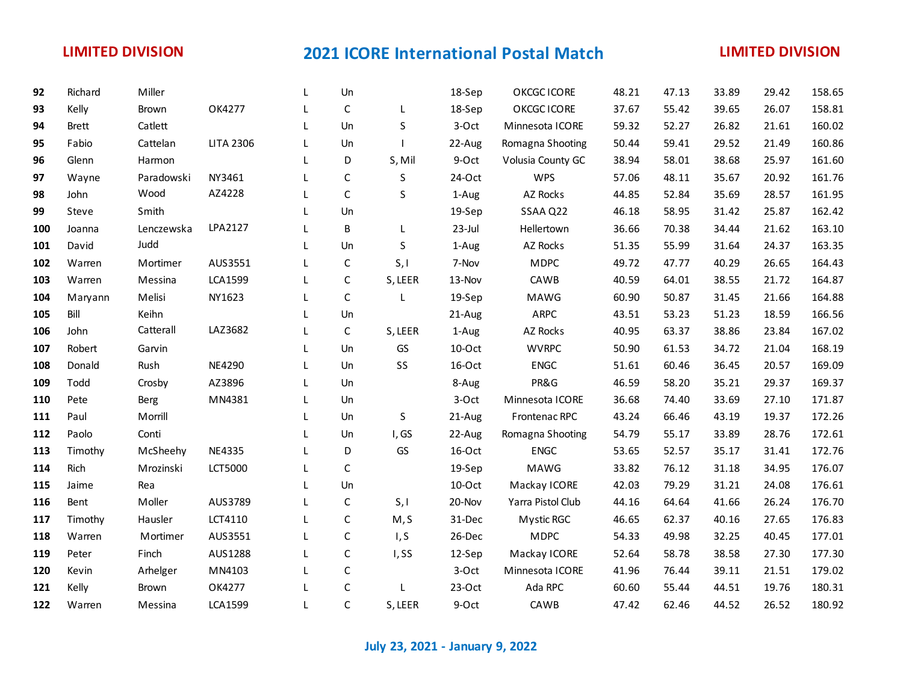**LIMITED DIVISION** — **2021 ICORE International Postal Match** — **LIMITED DIVISION**

| | | | | | | | | | | | | | |
|---|---|---|---|---|---|---|---|---|---|---|---|---|---|
| **92** | Richard | Miller | | L | Un | | 18-Sep | OKCGC ICORE | 48.21 | 47.13 | 33.89 | 29.42 | 158.65 |
| **93** | Kelly | Brown | OK4277 | L | C | L | 18-Sep | OKCGC ICORE | 37.67 | 55.42 | 39.65 | 26.07 | 158.81 |
| **94** | Brett | Catlett | | L | Un | S | 3-Oct | Minnesota ICORE | 59.32 | 52.27 | 26.82 | 21.61 | 160.02 |
| **95** | Fabio | Cattelan | LITA 2306 | L | Un | I | 22-Aug | Romagna Shooting | 50.44 | 59.41 | 29.52 | 21.49 | 160.86 |
| **96** | Glenn | Harmon | | L | D | S, Mil | 9-Oct | Volusia County GC | 38.94 | 58.01 | 38.68 | 25.97 | 161.60 |
| **97** | Wayne | Paradowski | NY3461 | L | C | S | 24-Oct | WPS | 57.06 | 48.11 | 35.67 | 20.92 | 161.76 |
| **98** | John | Wood | AZ4228 | L | C | S | 1-Aug | AZ Rocks | 44.85 | 52.84 | 35.69 | 28.57 | 161.95 |
| **99** | Steve | Smith | | L | Un | | 19-Sep | SSAA Q22 | 46.18 | 58.95 | 31.42 | 25.87 | 162.42 |
| **100** | Joanna | Lenczewska | LPA2127 | L | B | L | 23-Jul | Hellertown | 36.66 | 70.38 | 34.44 | 21.62 | 163.10 |
| **101** | David | Judd | | L | Un | S | 1-Aug | AZ Rocks | 51.35 | 55.99 | 31.64 | 24.37 | 163.35 |
| **102** | Warren | Mortimer | AUS3551 | L | C | S, I | 7-Nov | MDPC | 49.72 | 47.77 | 40.29 | 26.65 | 164.43 |
| **103** | Warren | Messina | LCA1599 | L | C | S, LEER | 13-Nov | CAWB | 40.59 | 64.01 | 38.55 | 21.72 | 164.87 |
| **104** | Maryann | Melisi | NY1623 | L | C | L | 19-Sep | MAWG | 60.90 | 50.87 | 31.45 | 21.66 | 164.88 |
| **105** | Bill | Keihn | | L | Un | | 21-Aug | ARPC | 43.51 | 53.23 | 51.23 | 18.59 | 166.56 |
| **106** | John | Catterall | LAZ3682 | L | C | S, LEER | 1-Aug | AZ Rocks | 40.95 | 63.37 | 38.86 | 23.84 | 167.02 |
| **107** | Robert | Garvin | | L | Un | GS | 10-Oct | WVRPC | 50.90 | 61.53 | 34.72 | 21.04 | 168.19 |
| **108** | Donald | Rush | NE4290 | L | Un | SS | 16-Oct | ENGC | 51.61 | 60.46 | 36.45 | 20.57 | 169.09 |
| **109** | Todd | Crosby | AZ3896 | L | Un | | 8-Aug | PR&G | 46.59 | 58.20 | 35.21 | 29.37 | 169.37 |
| **110** | Pete | Berg | MN4381 | L | Un | | 3-Oct | Minnesota ICORE | 36.68 | 74.40 | 33.69 | 27.10 | 171.87 |
| **111** | Paul | Morrill | | L | Un | S | 21-Aug | Frontenac RPC | 43.24 | 66.46 | 43.19 | 19.37 | 172.26 |
| **112** | Paolo | Conti | | L | Un | I, GS | 22-Aug | Romagna Shooting | 54.79 | 55.17 | 33.89 | 28.76 | 172.61 |
| **113** | Timothy | McSheehy | NE4335 | L | D | GS | 16-Oct | ENGC | 53.65 | 52.57 | 35.17 | 31.41 | 172.76 |
| **114** | Rich | Mrozinski | LCT5000 | L | C | | 19-Sep | MAWG | 33.82 | 76.12 | 31.18 | 34.95 | 176.07 |
| **115** | Jaime | Rea | | L | Un | | 10-Oct | Mackay ICORE | 42.03 | 79.29 | 31.21 | 24.08 | 176.61 |
| **116** | Bent | Moller | AUS3789 | L | C | S, I | 20-Nov | Yarra Pistol Club | 44.16 | 64.64 | 41.66 | 26.24 | 176.70 |
| **117** | Timothy | Hausler | LCT4110 | L | C | M, S | 31-Dec | Mystic RGC | 46.65 | 62.37 | 40.16 | 27.65 | 176.83 |
| **118** | Warren | Mortimer | AUS3551 | L | C | I, S | 26-Dec | MDPC | 54.33 | 49.98 | 32.25 | 40.45 | 177.01 |
| **119** | Peter | Finch | AUS1288 | L | C | I, SS | 12-Sep | Mackay ICORE | 52.64 | 58.78 | 38.58 | 27.30 | 177.30 |
| **120** | Kevin | Arhelger | MN4103 | L | C | | 3-Oct | Minnesota ICORE | 41.96 | 76.44 | 39.11 | 21.51 | 179.02 |
| **121** | Kelly | Brown | OK4277 | L | C | L | 23-Oct | Ada RPC | 60.60 | 55.44 | 44.51 | 19.76 | 180.31 |
| **122** | Warren | Messina | LCA1599 | L | C | S, LEER | 9-Oct | CAWB | 47.42 | 62.46 | 44.52 | 26.52 | 180.92 |

**July 23, 2021 - January 9, 2022**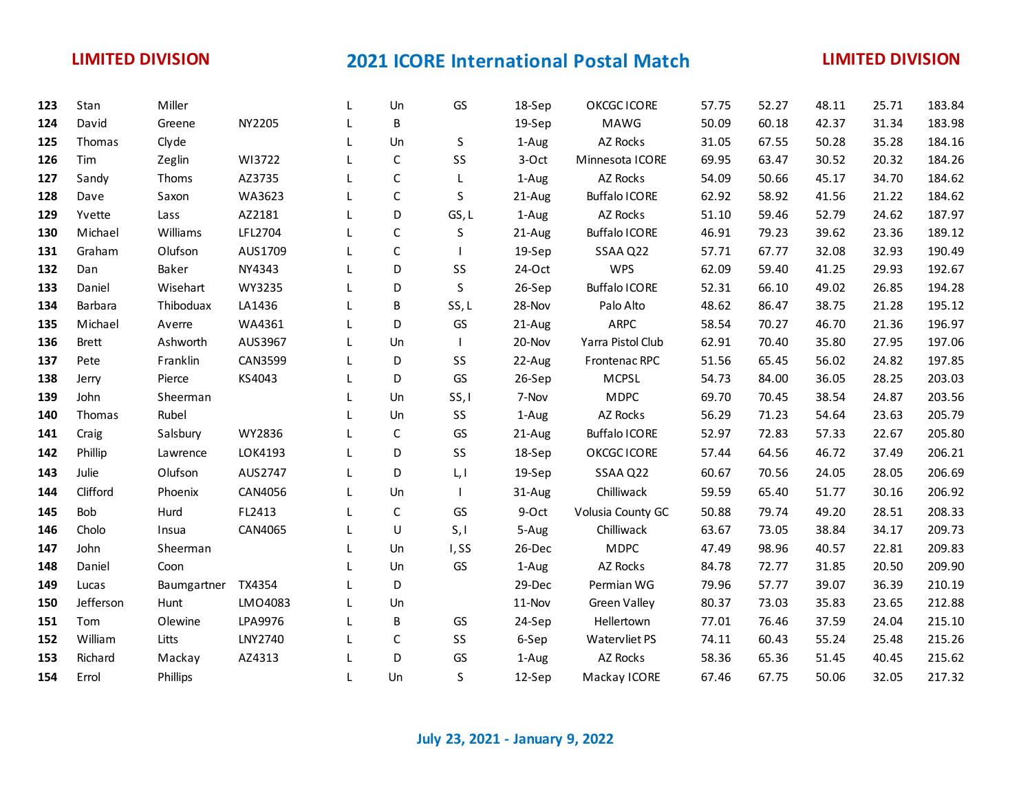**LIMITED DIVISION** — **2021 ICORE International Postal Match** — **LIMITED DIVISION**

| | | | | | | | | | | | | | |
|---|---|---|---|---|---|---|---|---|---|---|---|---|---|
| 123 | Stan | Miller | | L | Un | GS | 18-Sep | OKCGC ICORE | 57.75 | 52.27 | 48.11 | 25.71 | 183.84 |
| 124 | David | Greene | NY2205 | L | B | | 19-Sep | MAWG | 50.09 | 60.18 | 42.37 | 31.34 | 183.98 |
| 125 | Thomas | Clyde | | L | Un | S | 1-Aug | AZ Rocks | 31.05 | 67.55 | 50.28 | 35.28 | 184.16 |
| 126 | Tim | Zeglin | WI3722 | L | C | SS | 3-Oct | Minnesota ICORE | 69.95 | 63.47 | 30.52 | 20.32 | 184.26 |
| 127 | Sandy | Thoms | AZ3735 | L | C | L | 1-Aug | AZ Rocks | 54.09 | 50.66 | 45.17 | 34.70 | 184.62 |
| 128 | Dave | Saxon | WA3623 | L | C | S | 21-Aug | Buffalo ICORE | 62.92 | 58.92 | 41.56 | 21.22 | 184.62 |
| 129 | Yvette | Lass | AZ2181 | L | D | GS, L | 1-Aug | AZ Rocks | 51.10 | 59.46 | 52.79 | 24.62 | 187.97 |
| 130 | Michael | Williams | LFL2704 | L | C | S | 21-Aug | Buffalo ICORE | 46.91 | 79.23 | 39.62 | 23.36 | 189.12 |
| 131 | Graham | Olufson | AUS1709 | L | C | I | 19-Sep | SSAA Q22 | 57.71 | 67.77 | 32.08 | 32.93 | 190.49 |
| 132 | Dan | Baker | NY4343 | L | D | SS | 24-Oct | WPS | 62.09 | 59.40 | 41.25 | 29.93 | 192.67 |
| 133 | Daniel | Wisehart | WY3235 | L | D | S | 26-Sep | Buffalo ICORE | 52.31 | 66.10 | 49.02 | 26.85 | 194.28 |
| 134 | Barbara | Thiboduax | LA1436 | L | B | SS, L | 28-Nov | Palo Alto | 48.62 | 86.47 | 38.75 | 21.28 | 195.12 |
| 135 | Michael | Averre | WA4361 | L | D | GS | 21-Aug | ARPC | 58.54 | 70.27 | 46.70 | 21.36 | 196.97 |
| 136 | Brett | Ashworth | AUS3967 | L | Un | I | 20-Nov | Yarra Pistol Club | 62.91 | 70.40 | 35.80 | 27.95 | 197.06 |
| 137 | Pete | Franklin | CAN3599 | L | D | SS | 22-Aug | Frontenac RPC | 51.56 | 65.45 | 56.02 | 24.82 | 197.85 |
| 138 | Jerry | Pierce | KS4043 | L | D | GS | 26-Sep | MCPSL | 54.73 | 84.00 | 36.05 | 28.25 | 203.03 |
| 139 | John | Sheerman | | L | Un | SS, I | 7-Nov | MDPC | 69.70 | 70.45 | 38.54 | 24.87 | 203.56 |
| 140 | Thomas | Rubel | | L | Un | SS | 1-Aug | AZ Rocks | 56.29 | 71.23 | 54.64 | 23.63 | 205.79 |
| 141 | Craig | Salsbury | WY2836 | L | C | GS | 21-Aug | Buffalo ICORE | 52.97 | 72.83 | 57.33 | 22.67 | 205.80 |
| 142 | Phillip | Lawrence | LOK4193 | L | D | SS | 18-Sep | OKCGC ICORE | 57.44 | 64.56 | 46.72 | 37.49 | 206.21 |
| 143 | Julie | Olufson | AUS2747 | L | D | L, I | 19-Sep | SSAA Q22 | 60.67 | 70.56 | 24.05 | 28.05 | 206.69 |
| 144 | Clifford | Phoenix | CAN4056 | L | Un | I | 31-Aug | Chilliwack | 59.59 | 65.40 | 51.77 | 30.16 | 206.92 |
| 145 | Bob | Hurd | FL2413 | L | C | GS | 9-Oct | Volusia County GC | 50.88 | 79.74 | 49.20 | 28.51 | 208.33 |
| 146 | Cholo | Insua | CAN4065 | L | U | S, I | 5-Aug | Chilliwack | 63.67 | 73.05 | 38.84 | 34.17 | 209.73 |
| 147 | John | Sheerman | | L | Un | I, SS | 26-Dec | MDPC | 47.49 | 98.96 | 40.57 | 22.81 | 209.83 |
| 148 | Daniel | Coon | | L | Un | GS | 1-Aug | AZ Rocks | 84.78 | 72.77 | 31.85 | 20.50 | 209.90 |
| 149 | Lucas | Baumgartner | TX4354 | L | D | | 29-Dec | Permian WG | 79.96 | 57.77 | 39.07 | 36.39 | 210.19 |
| 150 | Jefferson | Hunt | LMO4083 | L | Un | | 11-Nov | Green Valley | 80.37 | 73.03 | 35.83 | 23.65 | 212.88 |
| 151 | Tom | Olewine | LPA9976 | L | B | GS | 24-Sep | Hellertown | 77.01 | 76.46 | 37.59 | 24.04 | 215.10 |
| 152 | William | Litts | LNY2740 | L | C | SS | 6-Sep | Watervliet PS | 74.11 | 60.43 | 55.24 | 25.48 | 215.26 |
| 153 | Richard | Mackay | AZ4313 | L | D | GS | 1-Aug | AZ Rocks | 58.36 | 65.36 | 51.45 | 40.45 | 215.62 |
| 154 | Errol | Phillips | | L | Un | S | 12-Sep | Mackay ICORE | 67.46 | 67.75 | 50.06 | 32.05 | 217.32 |

**July 23, 2021 - January 9, 2022**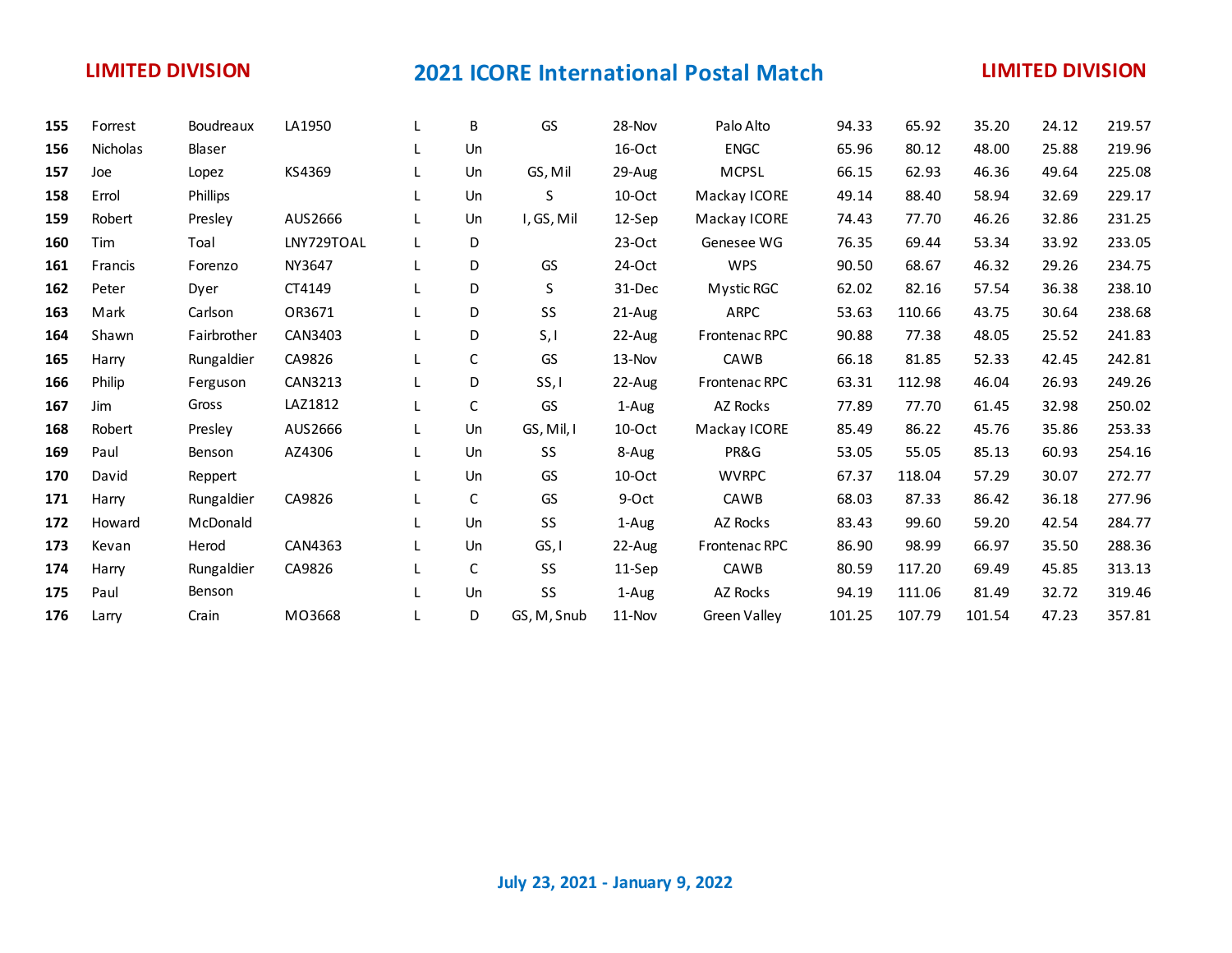LIMITED DIVISION

# 2021 ICORE International Postal Match

LIMITED DIVISION

| | | | | | | | | | | | | | |
|---|---|---|---|---|---|---|---|---|---|---|---|---|---|
| **155** | Forrest | Boudreaux | LA1950 | L | B | GS | 28-Nov | Palo Alto | 94.33 | 65.92 | 35.20 | 24.12 | 219.57 |
| **156** | Nicholas | Blaser | | L | Un | | 16-Oct | ENGC | 65.96 | 80.12 | 48.00 | 25.88 | 219.96 |
| **157** | Joe | Lopez | KS4369 | L | Un | GS, Mil | 29-Aug | MCPSL | 66.15 | 62.93 | 46.36 | 49.64 | 225.08 |
| **158** | Errol | Phillips | | L | Un | S | 10-Oct | Mackay ICORE | 49.14 | 88.40 | 58.94 | 32.69 | 229.17 |
| **159** | Robert | Presley | AUS2666 | L | Un | I, GS, Mil | 12-Sep | Mackay ICORE | 74.43 | 77.70 | 46.26 | 32.86 | 231.25 |
| **160** | Tim | Toal | LNY729TOAL | L | D | | 23-Oct | Genesee WG | 76.35 | 69.44 | 53.34 | 33.92 | 233.05 |
| **161** | Francis | Forenzo | NY3647 | L | D | GS | 24-Oct | WPS | 90.50 | 68.67 | 46.32 | 29.26 | 234.75 |
| **162** | Peter | Dyer | CT4149 | L | D | S | 31-Dec | Mystic RGC | 62.02 | 82.16 | 57.54 | 36.38 | 238.10 |
| **163** | Mark | Carlson | OR3671 | L | D | SS | 21-Aug | ARPC | 53.63 | 110.66 | 43.75 | 30.64 | 238.68 |
| **164** | Shawn | Fairbrother | CAN3403 | L | D | S, I | 22-Aug | Frontenac RPC | 90.88 | 77.38 | 48.05 | 25.52 | 241.83 |
| **165** | Harry | Rungaldier | CA9826 | L | C | GS | 13-Nov | CAWB | 66.18 | 81.85 | 52.33 | 42.45 | 242.81 |
| **166** | Philip | Ferguson | CAN3213 | L | D | SS, I | 22-Aug | Frontenac RPC | 63.31 | 112.98 | 46.04 | 26.93 | 249.26 |
| **167** | Jim | Gross | LAZ1812 | L | C | GS | 1-Aug | AZ Rocks | 77.89 | 77.70 | 61.45 | 32.98 | 250.02 |
| **168** | Robert | Presley | AUS2666 | L | Un | GS, Mil, I | 10-Oct | Mackay ICORE | 85.49 | 86.22 | 45.76 | 35.86 | 253.33 |
| **169** | Paul | Benson | AZ4306 | L | Un | SS | 8-Aug | PR&G | 53.05 | 55.05 | 85.13 | 60.93 | 254.16 |
| **170** | David | Reppert | | L | Un | GS | 10-Oct | WVRPC | 67.37 | 118.04 | 57.29 | 30.07 | 272.77 |
| **171** | Harry | Rungaldier | CA9826 | L | C | GS | 9-Oct | CAWB | 68.03 | 87.33 | 86.42 | 36.18 | 277.96 |
| **172** | Howard | McDonald | | L | Un | SS | 1-Aug | AZ Rocks | 83.43 | 99.60 | 59.20 | 42.54 | 284.77 |
| **173** | Kevan | Herod | CAN4363 | L | Un | GS, I | 22-Aug | Frontenac RPC | 86.90 | 98.99 | 66.97 | 35.50 | 288.36 |
| **174** | Harry | Rungaldier | CA9826 | L | C | SS | 11-Sep | CAWB | 80.59 | 117.20 | 69.49 | 45.85 | 313.13 |
| **175** | Paul | Benson | | L | Un | SS | 1-Aug | AZ Rocks | 94.19 | 111.06 | 81.49 | 32.72 | 319.46 |
| **176** | Larry | Crain | MO3668 | L | D | GS, M, Snub | 11-Nov | Green Valley | 101.25 | 107.79 | 101.54 | 47.23 | 357.81 |

July 23, 2021 - January 9, 2022